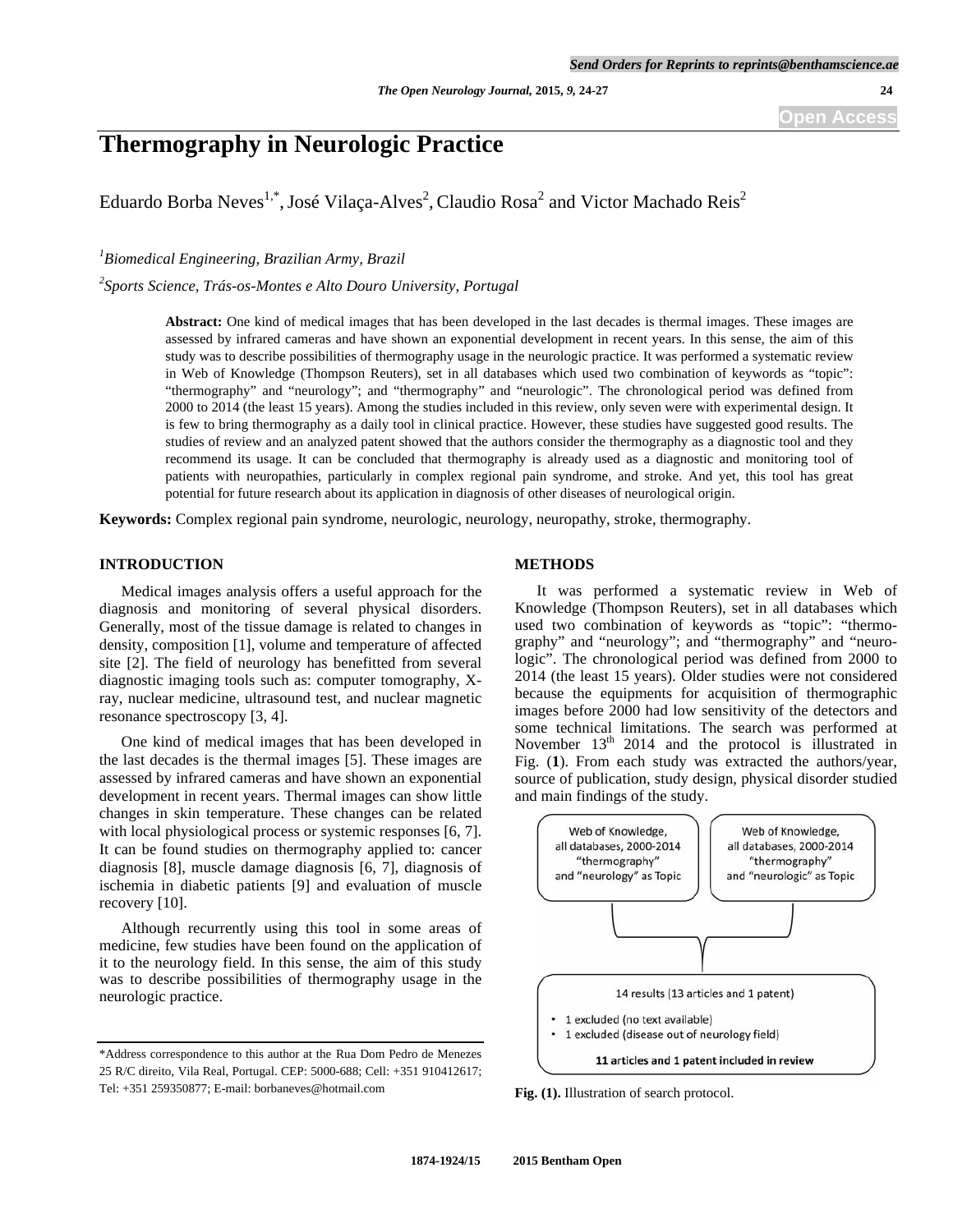# Thermography in Neurologic Practice

Eduardo Borba Neves[1,*], José Vilaça-Alves[2], Claudio Rosa[2] and Victor Machado Reis[2]

[1]*Biomedical Engineering, Brazilian Army, Brazil*

[2]*Sports Science, Trás-os-Montes e Alto Douro University, Portugal*

**Abstract:** One kind of medical images that has been developed in the last decades is thermal images. These images are assessed by infrared cameras and have shown an exponential development in recent years. In this sense, the aim of this study was to describe possibilities of thermography usage in the neurologic practice. It was performed a systematic review in Web of Knowledge (Thompson Reuters), set in all databases which used two combination of keywords as "topic": "thermography" and "neurology"; and "thermography" and "neurologic". The chronological period was defined from 2000 to 2014 (the least 15 years). Among the studies included in this review, only seven were with experimental design. It is few to bring thermography as a daily tool in clinical practice. However, these studies have suggested good results. The studies of review and an analyzed patent showed that the authors consider the thermography as a diagnostic tool and they recommend its usage. It can be concluded that thermography is already used as a diagnostic and monitoring tool of patients with neuropathies, particularly in complex regional pain syndrome, and stroke. And yet, this tool has great potential for future research about its application in diagnosis of other diseases of neurological origin.

**Keywords:** Complex regional pain syndrome, neurologic, neurology, neuropathy, stroke, thermography.

## INTRODUCTION

Medical images analysis offers a useful approach for the diagnosis and monitoring of several physical disorders. Generally, most of the tissue damage is related to changes in density, composition [1], volume and temperature of affected site [2]. The field of neurology has benefitted from several diagnostic imaging tools such as: computer tomography, X-ray, nuclear medicine, ultrasound test, and nuclear magnetic resonance spectroscopy [3, 4].

One kind of medical images that has been developed in the last decades is the thermal images [5]. These images are assessed by infrared cameras and have shown an exponential development in recent years. Thermal images can show little changes in skin temperature. These changes can be related with local physiological process or systemic responses [6, 7]. It can be found studies on thermography applied to: cancer diagnosis [8], muscle damage diagnosis [6, 7], diagnosis of ischemia in diabetic patients [9] and evaluation of muscle recovery [10].

Although recurrently using this tool in some areas of medicine, few studies have been found on the application of it to the neurology field. In this sense, the aim of this study was to describe possibilities of thermography usage in the neurologic practice.

*Address correspondence to this author at the Rua Dom Pedro de Menezes 25 R/C direito, Vila Real, Portugal. CEP: 5000-688; Cell: +351 910412617; Tel: +351 259350877; E-mail: borbaneves@hotmail.com

## METHODS

It was performed a systematic review in Web of Knowledge (Thompson Reuters), set in all databases which used two combination of keywords as "topic": "thermography" and "neurology"; and "thermography" and "neurologic". The chronological period was defined from 2000 to 2014 (the least 15 years). Older studies were not considered because the equipments for acquisition of thermographic images before 2000 had low sensitivity of the detectors and some technical limitations. The search was performed at November 13th 2014 and the protocol is illustrated in Fig. (**1**). From each study was extracted the authors/year, source of publication, study design, physical disorder studied and main findings of the study.

Web of Knowledge, all databases, 2000-2014 "thermography" and "neurology" as Topic

Web of Knowledge, all databases, 2000-2014 "thermography" and "neurologic" as Topic

14 results (13 articles and 1 patent)

- 1 excluded (no text available)
- 1 excluded (disease out of neurology field)

**11 articles and 1 patent included in review**

**Fig. (1).** Illustration of search protocol.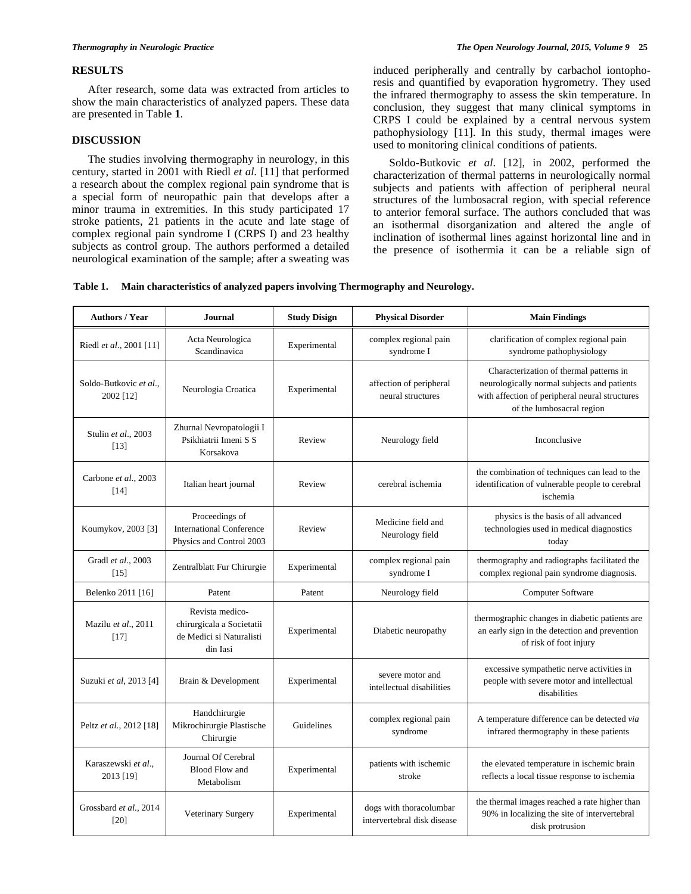## RESULTS

After research, some data was extracted from articles to show the main characteristics of analyzed papers. These data are presented in Table **1**.

## DISCUSSION

The studies involving thermography in neurology, in this century, started in 2001 with Riedl *et al*. [11] that performed a research about the complex regional pain syndrome that is a special form of neuropathic pain that develops after a minor trauma in extremities. In this study participated 17 stroke patients, 21 patients in the acute and late stage of complex regional pain syndrome I (CRPS I) and 23 healthy subjects as control group. The authors performed a detailed neurological examination of the sample; after a sweating was induced peripherally and centrally by carbachol iontophoresis and quantified by evaporation hygrometry. They used the infrared thermography to assess the skin temperature. In conclusion, they suggest that many clinical symptoms in CRPS I could be explained by a central nervous system pathophysiology [11]. In this study, thermal images were used to monitoring clinical conditions of patients.

Soldo-Butkovic *et al*. [12], in 2002, performed the characterization of thermal patterns in neurologically normal subjects and patients with affection of peripheral neural structures of the lumbosacral region, with special reference to anterior femoral surface. The authors concluded that was an isothermal disorganization and altered the angle of inclination of isothermal lines against horizontal line and in the presence of isothermia it can be a reliable sign of

**Table 1. Main characteristics of analyzed papers involving Thermography and Neurology.**

| Authors / Year | Journal | Study Disign | Physical Disorder | Main Findings |
|---|---|---|---|---|
| Riedl *et al*., 2001 [11] | Acta Neurologica Scandinavica | Experimental | complex regional pain syndrome I | clarification of complex regional pain syndrome pathophysiology |
| Soldo-Butkovic *et al*., 2002 [12] | Neurologia Croatica | Experimental | affection of peripheral neural structures | Characterization of thermal patterns in neurologically normal subjects and patients with affection of peripheral neural structures of the lumbosacral region |
| Stulin *et al*., 2003 [13] | Zhurnal Nevropatologii I Psikhiatrii Imeni S S Korsakova | Review | Neurology field | Inconclusive |
| Carbone *et al*., 2003 [14] | Italian heart journal | Review | cerebral ischemia | the combination of techniques can lead to the identification of vulnerable people to cerebral ischemia |
| Koumykov, 2003 [3] | Proceedings of International Conference Physics and Control 2003 | Review | Medicine field and Neurology field | physics is the basis of all advanced technologies used in medical diagnostics today |
| Gradl *et al*., 2003 [15] | Zentralblatt Fur Chirurgie | Experimental | complex regional pain syndrome I | thermography and radiographs facilitated the complex regional pain syndrome diagnosis. |
| Belenko 2011 [16] | Patent | Patent | Neurology field | Computer Software |
| Mazilu *et al*., 2011 [17] | Revista medico-chirurgicala a Societatii de Medici si Naturalisti din Iasi | Experimental | Diabetic neuropathy | thermographic changes in diabetic patients are an early sign in the detection and prevention of risk of foot injury |
| Suzuki *et al*, 2013 [4] | Brain & Development | Experimental | severe motor and intellectual disabilities | excessive sympathetic nerve activities in people with severe motor and intellectual disabilities |
| Peltz *et al*., 2012 [18] | Handchirurgie Mikrochirurgie Plastische Chirurgie | Guidelines | complex regional pain syndrome | A temperature difference can be detected *via* infrared thermography in these patients |
| Karaszewski *et al*., 2013 [19] | Journal Of Cerebral Blood Flow and Metabolism | Experimental | patients with ischemic stroke | the elevated temperature in ischemic brain reflects a local tissue response to ischemia |
| Grossbard *et al*., 2014 [20] | Veterinary Surgery | Experimental | dogs with thoracolumbar intervertebral disk disease | the thermal images reached a rate higher than 90% in localizing the site of intervertebral disk protrusion |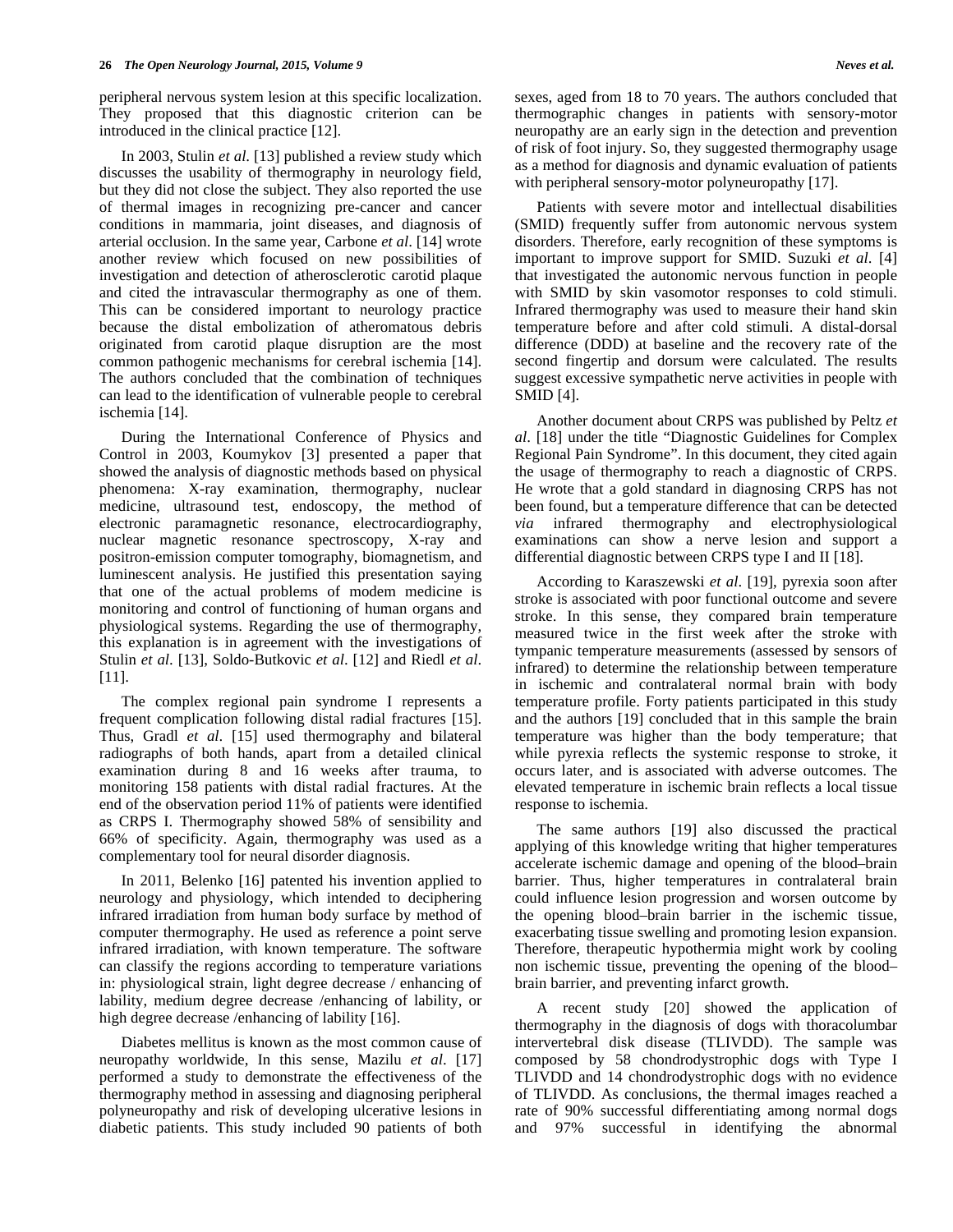peripheral nervous system lesion at this specific localization. They proposed that this diagnostic criterion can be introduced in the clinical practice [12].

In 2003, Stulin *et al*. [13] published a review study which discusses the usability of thermography in neurology field, but they did not close the subject. They also reported the use of thermal images in recognizing pre-cancer and cancer conditions in mammaria, joint diseases, and diagnosis of arterial occlusion. In the same year, Carbone *et al*. [14] wrote another review which focused on new possibilities of investigation and detection of atherosclerotic carotid plaque and cited the intravascular thermography as one of them. This can be considered important to neurology practice because the distal embolization of atheromatous debris originated from carotid plaque disruption are the most common pathogenic mechanisms for cerebral ischemia [14]. The authors concluded that the combination of techniques can lead to the identification of vulnerable people to cerebral ischemia [14].

During the International Conference of Physics and Control in 2003, Koumykov [3] presented a paper that showed the analysis of diagnostic methods based on physical phenomena: X-ray examination, thermography, nuclear medicine, ultrasound test, endoscopy, the method of electronic paramagnetic resonance, electrocardiography, nuclear magnetic resonance spectroscopy, X-ray and positron-emission computer tomography, biomagnetism, and luminescent analysis. He justified this presentation saying that one of the actual problems of modem medicine is monitoring and control of functioning of human organs and physiological systems. Regarding the use of thermography, this explanation is in agreement with the investigations of Stulin *et al*. [13], Soldo-Butkovic *et al*. [12] and Riedl *et al*. [11].

The complex regional pain syndrome I represents a frequent complication following distal radial fractures [15]. Thus, Gradl *et al*. [15] used thermography and bilateral radiographs of both hands, apart from a detailed clinical examination during 8 and 16 weeks after trauma, to monitoring 158 patients with distal radial fractures. At the end of the observation period 11% of patients were identified as CRPS I. Thermography showed 58% of sensibility and 66% of specificity. Again, thermography was used as a complementary tool for neural disorder diagnosis.

In 2011, Belenko [16] patented his invention applied to neurology and physiology, which intended to deciphering infrared irradiation from human body surface by method of computer thermography. He used as reference a point serve infrared irradiation, with known temperature. The software can classify the regions according to temperature variations in: physiological strain, light degree decrease / enhancing of lability, medium degree decrease /enhancing of lability, or high degree decrease /enhancing of lability [16].

Diabetes mellitus is known as the most common cause of neuropathy worldwide, In this sense, Mazilu *et al*. [17] performed a study to demonstrate the effectiveness of the thermography method in assessing and diagnosing peripheral polyneuropathy and risk of developing ulcerative lesions in diabetic patients. This study included 90 patients of both sexes, aged from 18 to 70 years. The authors concluded that thermographic changes in patients with sensory-motor neuropathy are an early sign in the detection and prevention of risk of foot injury. So, they suggested thermography usage as a method for diagnosis and dynamic evaluation of patients with peripheral sensory-motor polyneuropathy [17].

Patients with severe motor and intellectual disabilities (SMID) frequently suffer from autonomic nervous system disorders. Therefore, early recognition of these symptoms is important to improve support for SMID. Suzuki *et al*. [4] that investigated the autonomic nervous function in people with SMID by skin vasomotor responses to cold stimuli. Infrared thermography was used to measure their hand skin temperature before and after cold stimuli. A distal-dorsal difference (DDD) at baseline and the recovery rate of the second fingertip and dorsum were calculated. The results suggest excessive sympathetic nerve activities in people with SMID [4].

Another document about CRPS was published by Peltz *et al*. [18] under the title "Diagnostic Guidelines for Complex Regional Pain Syndrome". In this document, they cited again the usage of thermography to reach a diagnostic of CRPS. He wrote that a gold standard in diagnosing CRPS has not been found, but a temperature difference that can be detected *via* infrared thermography and electrophysiological examinations can show a nerve lesion and support a differential diagnostic between CRPS type I and II [18].

According to Karaszewski *et al*. [19], pyrexia soon after stroke is associated with poor functional outcome and severe stroke. In this sense, they compared brain temperature measured twice in the first week after the stroke with tympanic temperature measurements (assessed by sensors of infrared) to determine the relationship between temperature in ischemic and contralateral normal brain with body temperature profile. Forty patients participated in this study and the authors [19] concluded that in this sample the brain temperature was higher than the body temperature; that while pyrexia reflects the systemic response to stroke, it occurs later, and is associated with adverse outcomes. The elevated temperature in ischemic brain reflects a local tissue response to ischemia.

The same authors [19] also discussed the practical applying of this knowledge writing that higher temperatures accelerate ischemic damage and opening of the blood–brain barrier. Thus, higher temperatures in contralateral brain could influence lesion progression and worsen outcome by the opening blood–brain barrier in the ischemic tissue, exacerbating tissue swelling and promoting lesion expansion. Therefore, therapeutic hypothermia might work by cooling non ischemic tissue, preventing the opening of the blood–brain barrier, and preventing infarct growth.

A recent study [20] showed the application of thermography in the diagnosis of dogs with thoracolumbar intervertebral disk disease (TLIVDD). The sample was composed by 58 chondrodystrophic dogs with Type I TLIVDD and 14 chondrodystrophic dogs with no evidence of TLIVDD. As conclusions, the thermal images reached a rate of 90% successful differentiating among normal dogs and 97% successful in identifying the abnormal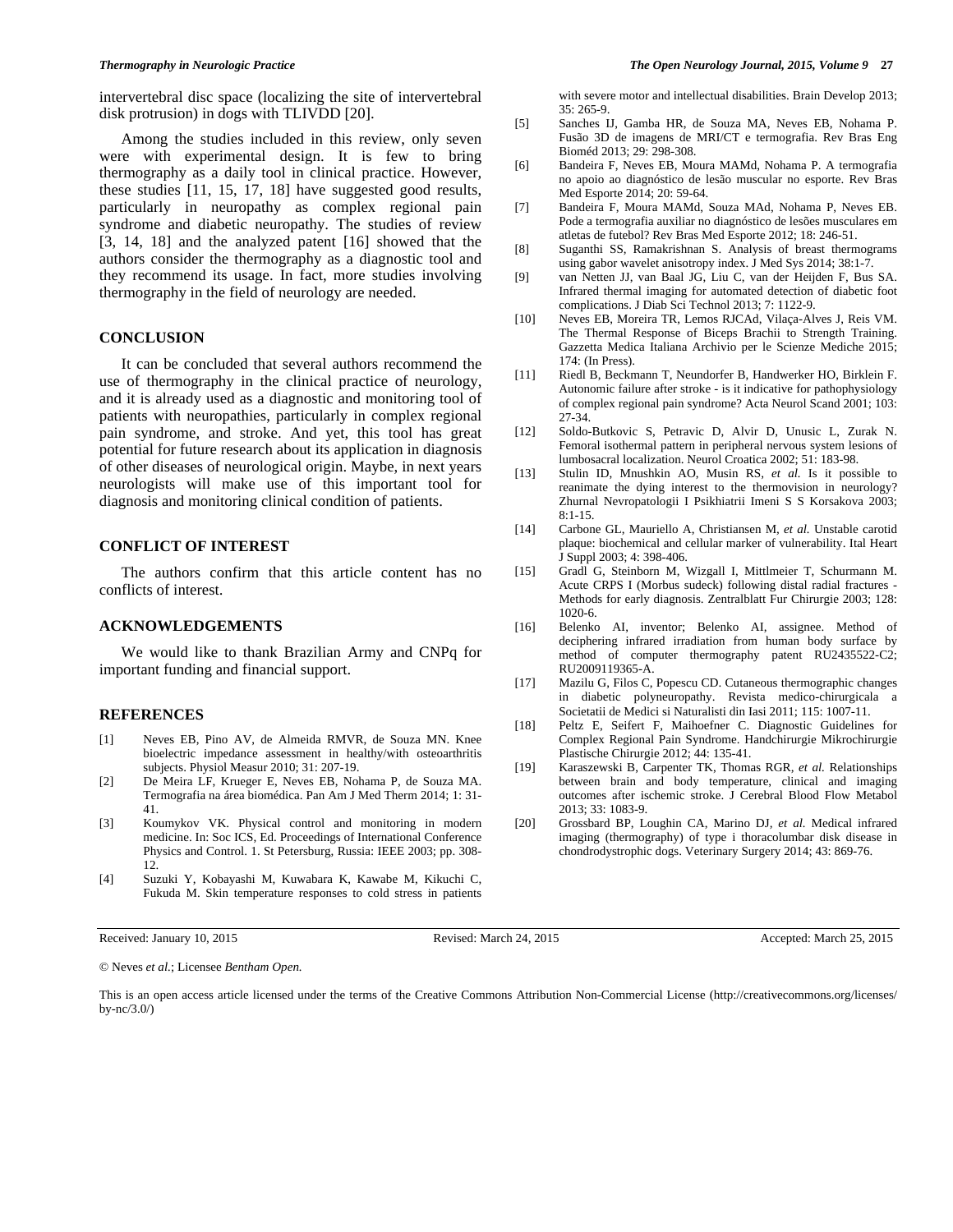intervertebral disc space (localizing the site of intervertebral disk protrusion) in dogs with TLIVDD [20].

Among the studies included in this review, only seven were with experimental design. It is few to bring thermography as a daily tool in clinical practice. However, these studies [11, 15, 17, 18] have suggested good results, particularly in neuropathy as complex regional pain syndrome and diabetic neuropathy. The studies of review [3, 14, 18] and the analyzed patent [16] showed that the authors consider the thermography as a diagnostic tool and they recommend its usage. In fact, more studies involving thermography in the field of neurology are needed.

## CONCLUSION

It can be concluded that several authors recommend the use of thermography in the clinical practice of neurology, and it is already used as a diagnostic and monitoring tool of patients with neuropathies, particularly in complex regional pain syndrome, and stroke. And yet, this tool has great potential for future research about its application in diagnosis of other diseases of neurological origin. Maybe, in next years neurologists will make use of this important tool for diagnosis and monitoring clinical condition of patients.

## CONFLICT OF INTEREST

The authors confirm that this article content has no conflicts of interest.

## ACKNOWLEDGEMENTS

We would like to thank Brazilian Army and CNPq for important funding and financial support.

## REFERENCES

[1] Neves EB, Pino AV, de Almeida RMVR, de Souza MN. Knee bioelectric impedance assessment in healthy/with osteoarthritis subjects. Physiol Measur 2010; 31: 207-19.

[2] De Meira LF, Krueger E, Neves EB, Nohama P, de Souza MA. Termografia na área biomédica. Pan Am J Med Therm 2014; 1: 31-41.

[3] Koumykov VK. Physical control and monitoring in modern medicine. In: Soc ICS, Ed. Proceedings of International Conference Physics and Control. 1. St Petersburg, Russia: IEEE 2003; pp. 308-12.

[4] Suzuki Y, Kobayashi M, Kuwabara K, Kawabe M, Kikuchi C, Fukuda M. Skin temperature responses to cold stress in patients with severe motor and intellectual disabilities. Brain Develop 2013; 35: 265-9.

[5] Sanches IJ, Gamba HR, de Souza MA, Neves EB, Nohama P. Fusão 3D de imagens de MRI/CT e termografia. Rev Bras Eng Bioméd 2013; 29: 298-308.

[6] Bandeira F, Neves EB, Moura MAMd, Nohama P. A termografia no apoio ao diagnóstico de lesão muscular no esporte. Rev Bras Med Esporte 2014; 20: 59-64.

[7] Bandeira F, Moura MAMd, Souza MAd, Nohama P, Neves EB. Pode a termografia auxiliar no diagnóstico de lesões musculares em atletas de futebol? Rev Bras Med Esporte 2012; 18: 246-51.

[8] Suganthi SS, Ramakrishnan S. Analysis of breast thermograms using gabor wavelet anisotropy index. J Med Sys 2014; 38:1-7.

[9] van Netten JJ, van Baal JG, Liu C, van der Heijden F, Bus SA. Infrared thermal imaging for automated detection of diabetic foot complications. J Diab Sci Technol 2013; 7: 1122-9.

[10] Neves EB, Moreira TR, Lemos RJCAd, Vilaça-Alves J, Reis VM. The Thermal Response of Biceps Brachii to Strength Training. Gazzetta Medica Italiana Archivio per le Scienze Mediche 2015; 174: (In Press).

[11] Riedl B, Beckmann T, Neundorfer B, Handwerker HO, Birklein F. Autonomic failure after stroke - is it indicative for pathophysiology of complex regional pain syndrome? Acta Neurol Scand 2001; 103: 27-34.

[12] Soldo-Butkovic S, Petravic D, Alvir D, Unusic L, Zurak N. Femoral isothermal pattern in peripheral nervous system lesions of lumbosacral localization. Neurol Croatica 2002; 51: 183-98.

[13] Stulin ID, Mnushkin AO, Musin RS, *et al.* Is it possible to reanimate the dying interest to the thermovision in neurology? Zhurnal Nevropatologii I Psikhiatrii Imeni S S Korsakova 2003; 8:1-15.

[14] Carbone GL, Mauriello A, Christiansen M, *et al.* Unstable carotid plaque: biochemical and cellular marker of vulnerability. Ital Heart J Suppl 2003; 4: 398-406.

[15] Gradl G, Steinborn M, Wizgall I, Mittlmeier T, Schurmann M. Acute CRPS I (Morbus sudeck) following distal radial fractures - Methods for early diagnosis. Zentralblatt Fur Chirurgie 2003; 128: 1020-6.

[16] Belenko AI, inventor; Belenko AI, assignee. Method of deciphering infrared irradiation from human body surface by method of computer thermography patent RU2435522-C2; RU2009119365-A.

[17] Mazilu G, Filos C, Popescu CD. Cutaneous thermographic changes in diabetic polyneuropathy. Revista medico-chirurgicala a Societatii de Medici si Naturalisti din Iasi 2011; 115: 1007-11.

[18] Peltz E, Seifert F, Maihoefner C. Diagnostic Guidelines for Complex Regional Pain Syndrome. Handchirurgie Mikrochirurgie Plastische Chirurgie 2012; 44: 135-41.

[19] Karaszewski B, Carpenter TK, Thomas RGR, *et al.* Relationships between brain and body temperature, clinical and imaging outcomes after ischemic stroke. J Cerebral Blood Flow Metabol 2013; 33: 1083-9.

[20] Grossbard BP, Loughin CA, Marino DJ, *et al.* Medical infrared imaging (thermography) of type i thoracolumbar disk disease in chondrodystrophic dogs. Veterinary Surgery 2014; 43: 869-76.

Received: January 10, 2015 Revised: March 24, 2015 Accepted: March 25, 2015

© Neves *et al.*; Licensee *Bentham Open.*

This is an open access article licensed under the terms of the Creative Commons Attribution Non-Commercial License (http://creativecommons.org/licenses/by-nc/3.0/)